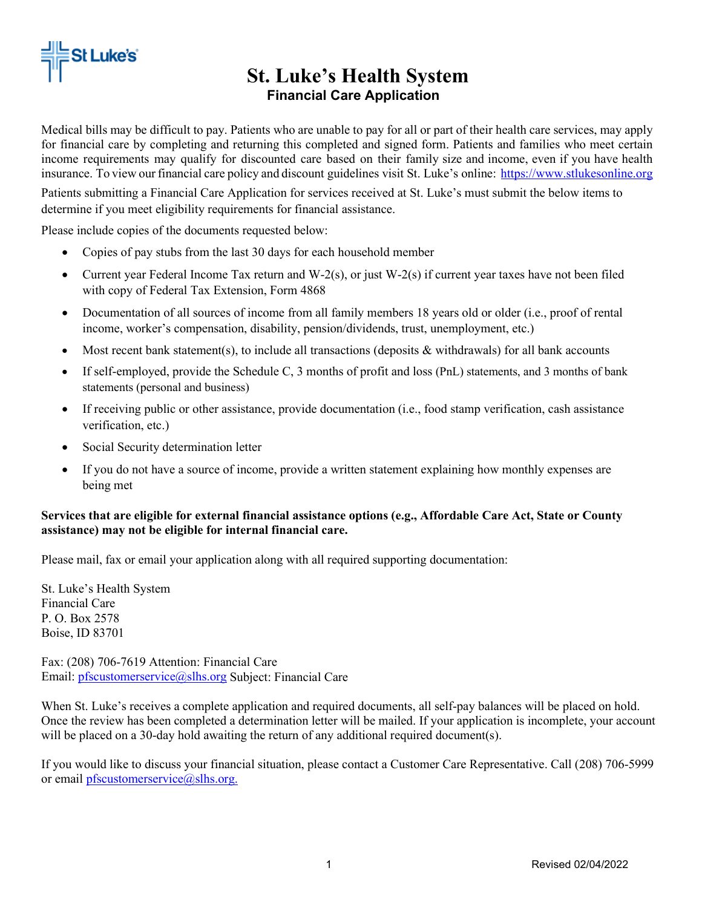# St. Luke's Health System

## Financial Care Application

Medical bills may be difficult to pay. Patients who are unable to pay for all or part of their health care services, may apply for financial care by completing and returning this completed and signed form. Patients and families who meet certain income requirements may qualify for discounted care based on their family size and income, even if you have health insurance. To view our financial care policy and discount guidelines visit St. Luke's online: https://www.stlukesonline.org

Patients submitting a Financial Care Application for services received at St. Luke's must submit the below items to determine if you meet eligibility requirements for financial assistance.

Please include copies of the documents requested below:

- Copies of pay stubs from the last 30 days for each household member
- Current year Federal Income Tax return and W-2(s), or just W-2(s) if current year taxes have not been filed with copy of Federal Tax Extension, Form 4868
- Documentation of all sources of income from all family members 18 years old or older (i.e., proof of rental income, worker's compensation, disability, pension/dividends, trust, unemployment, etc.)
- Most recent bank statement(s), to include all transactions (deposits & withdrawals) for all bank accounts
- If self-employed, provide the Schedule C, 3 months of profit and loss (PnL) statements, and 3 months of bank statements (personal and business)
- If receiving public or other assistance, provide documentation (i.e., food stamp verification, cash assistance verification, etc.)
- Social Security determination letter
- If you do not have a source of income, provide a written statement explaining how monthly expenses are being met

**Services that are eligible for external financial assistance options (e.g., Affordable Care Act, State or County assistance) may not be eligible for internal financial care.**

Please mail, fax or email your application along with all required supporting documentation:

St. Luke's Health System  
Financial Care  
P. O. Box 2578  
Boise, ID 83701

Fax: (208) 706-7619 Attention: Financial Care  
Email: pfscustomerservice@slhs.org Subject: Financial Care

When St. Luke's receives a complete application and required documents, all self-pay balances will be placed on hold. Once the review has been completed a determination letter will be mailed. If your application is incomplete, your account will be placed on a 30-day hold awaiting the return of any additional required document(s).

If you would like to discuss your financial situation, please contact a Customer Care Representative. Call (208) 706-5999 or email pfscustomerservice@slhs.org.

Revised 02/04/2022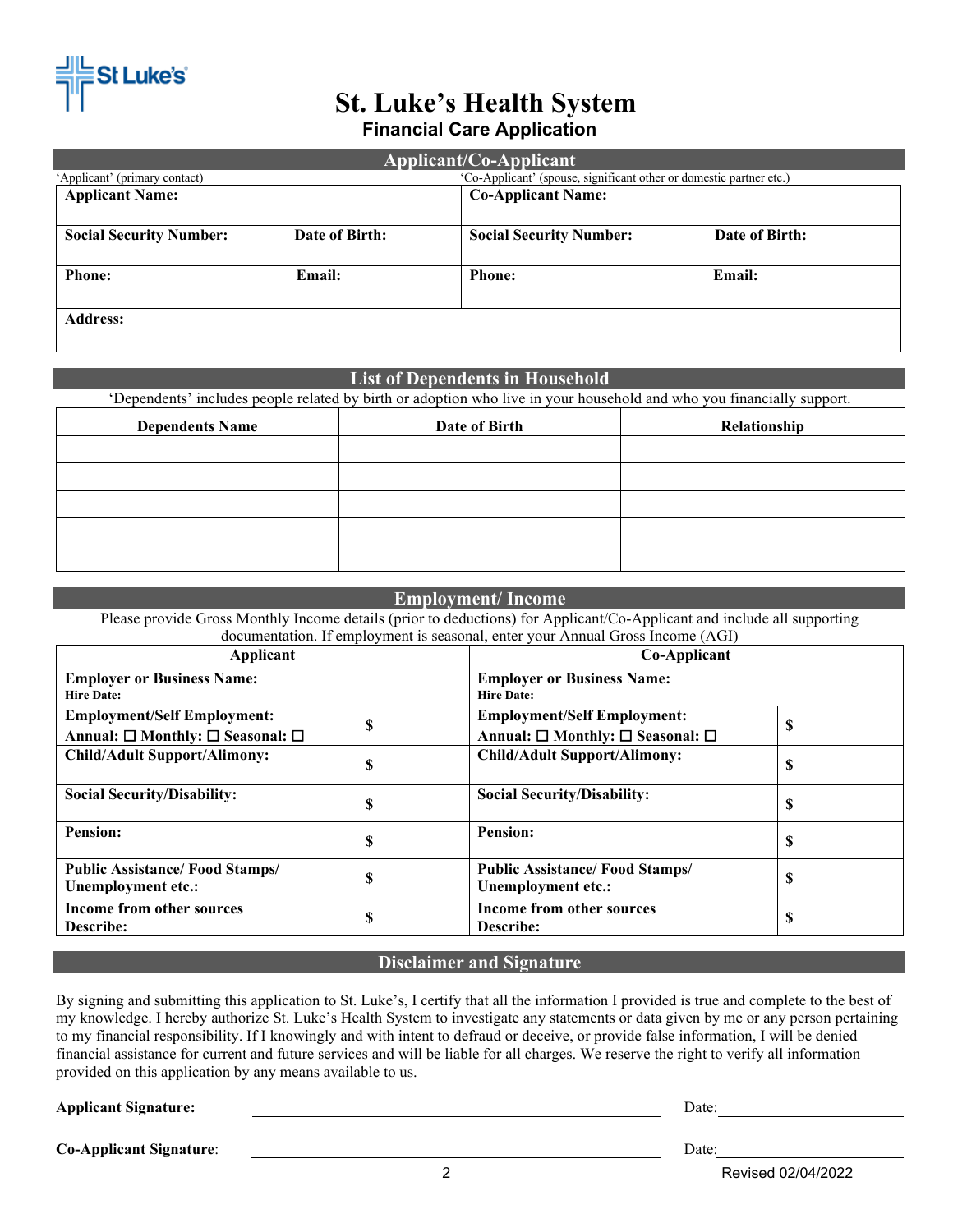St Luke's

# St. Luke's Health System

## Financial Care Application

### Applicant/Co-Applicant

| 'Applicant' (primary contact) | | 'Co-Applicant' (spouse, significant other or domestic partner etc.) | |
|---|---|---|---|
| **Applicant Name:** | | **Co-Applicant Name:** | |
| **Social Security Number:** | **Date of Birth:** | **Social Security Number:** | **Date of Birth:** |
| **Phone:** | **Email:** | **Phone:** | **Email:** |
| **Address:** | | | |

### List of Dependents in Household

'Dependents' includes people related by birth or adoption who live in your household and who you financially support.

| Dependents Name | Date of Birth | Relationship |
|---|---|---|
| | | |
| | | |
| | | |
| | | |
| | | |

### Employment/ Income

Please provide Gross Monthly Income details (prior to deductions) for Applicant/Co-Applicant and include all supporting documentation. If employment is seasonal, enter your Annual Gross Income (AGI)

| Applicant | | Co-Applicant | |
|---|---|---|---|
| **Employer or Business Name:** **Hire Date:** | | **Employer or Business Name:** **Hire Date:** | |
| **Employment/Self Employment:** **Annual: ☐ Monthly: ☐ Seasonal: ☐** | **$** | **Employment/Self Employment:** **Annual: ☐ Monthly: ☐ Seasonal: ☐** | **$** |
| **Child/Adult Support/Alimony:** | **$** | **Child/Adult Support/Alimony:** | **$** |
| **Social Security/Disability:** | **$** | **Social Security/Disability:** | **$** |
| **Pension:** | **$** | **Pension:** | **$** |
| **Public Assistance/ Food Stamps/ Unemployment etc.:** | **$** | **Public Assistance/ Food Stamps/ Unemployment etc.:** | **$** |
| **Income from other sources Describe:** | **$** | **Income from other sources Describe:** | **$** |

### Disclaimer and Signature

By signing and submitting this application to St. Luke's, I certify that all the information I provided is true and complete to the best of my knowledge. I hereby authorize St. Luke's Health System to investigate any statements or data given by me or any person pertaining to my financial responsibility. If I knowingly and with intent to defraud or deceive, or provide false information, I will be denied financial assistance for current and future services and will be liable for all charges. We reserve the right to verify all information provided on this application by any means available to us.

**Applicant Signature:** ______________________________ Date: ________________

**Co-Applicant Signature**: ______________________________ Date: ________________

Revised 02/04/2022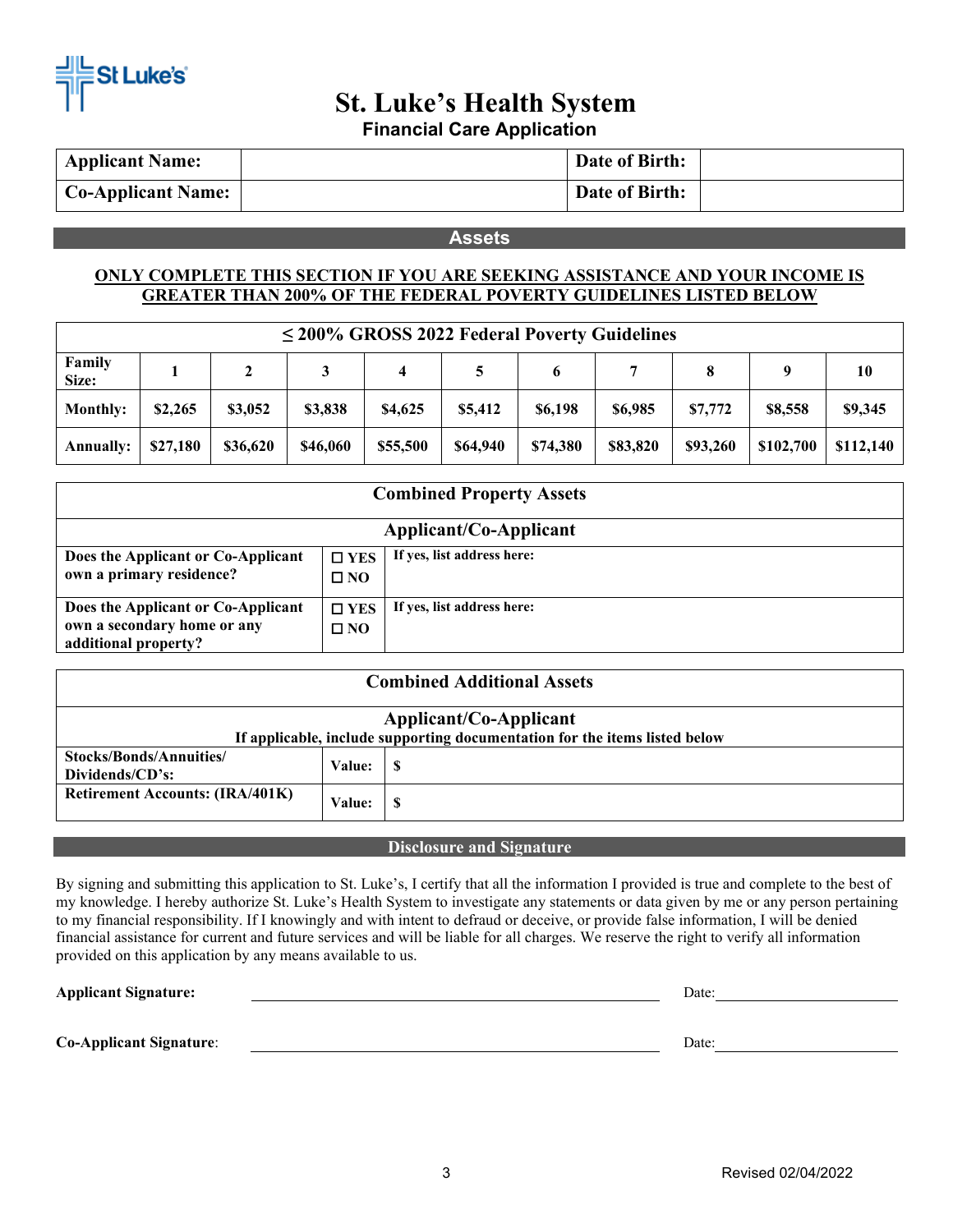St Luke's

# St. Luke's Health System

## Financial Care Application

| | | | |
|---|---|---|---|
| **Applicant Name:** | | **Date of Birth:** | |
| **Co-Applicant Name:** | | **Date of Birth:** | |

## Assets

**ONLY COMPLETE THIS SECTION IF YOU ARE SEEKING ASSISTANCE AND YOUR INCOME IS GREATER THAN 200% OF THE FEDERAL POVERTY GUIDELINES LISTED BELOW**

| ≤ 200% GROSS 2022 Federal Poverty Guidelines | | | | | | | | | | |
|---|---|---|---|---|---|---|---|---|---|---|
| **Family Size:** | **1** | **2** | **3** | **4** | **5** | **6** | **7** | **8** | **9** | **10** |
| **Monthly:** | **$2,265** | **$3,052** | **$3,838** | **$4,625** | **$5,412** | **$6,198** | **$6,985** | **$7,772** | **$8,558** | **$9,345** |
| **Annually:** | **$27,180** | **$36,620** | **$46,060** | **$55,500** | **$64,940** | **$74,380** | **$83,820** | **$93,260** | **$102,700** | **$112,140** |

| Combined Property Assets | | |
|---|---|---|
| **Applicant/Co-Applicant** | | |
| **Does the Applicant or Co-Applicant own a primary residence?** | ☐ YES ☐ NO | **If yes, list address here:** |
| **Does the Applicant or Co-Applicant own a secondary home or any additional property?** | ☐ YES ☐ NO | **If yes, list address here:** |

| Combined Additional Assets | | |
|---|---|---|
| **Applicant/Co-Applicant** If applicable, include supporting documentation for the items listed below | | |
| **Stocks/Bonds/Annuities/ Dividends/CD's:** | **Value:** | **$** |
| **Retirement Accounts: (IRA/401K)** | **Value:** | **$** |

## Disclosure and Signature

By signing and submitting this application to St. Luke's, I certify that all the information I provided is true and complete to the best of my knowledge. I hereby authorize St. Luke's Health System to investigate any statements or data given by me or any person pertaining to my financial responsibility. If I knowingly and with intent to defraud or deceive, or provide false information, I will be denied financial assistance for current and future services and will be liable for all charges. We reserve the right to verify all information provided on this application by any means available to us.

**Applicant Signature:** ______________________________ Date: ______________

**Co-Applicant Signature**: ______________________________ Date: ______________

Revised 02/04/2022